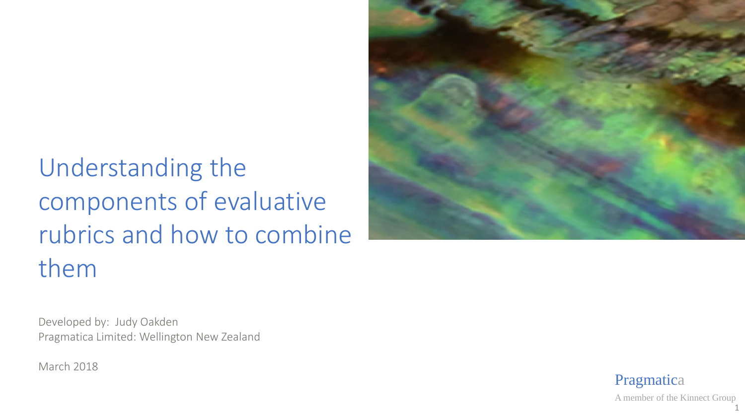# Understanding the components of evaluative rubrics and how to combine them

Developed by: Judy Oakden
Pragmatica Limited: Wellington New Zealand

March 2018

Pragmatica
A member of the Kinnect Group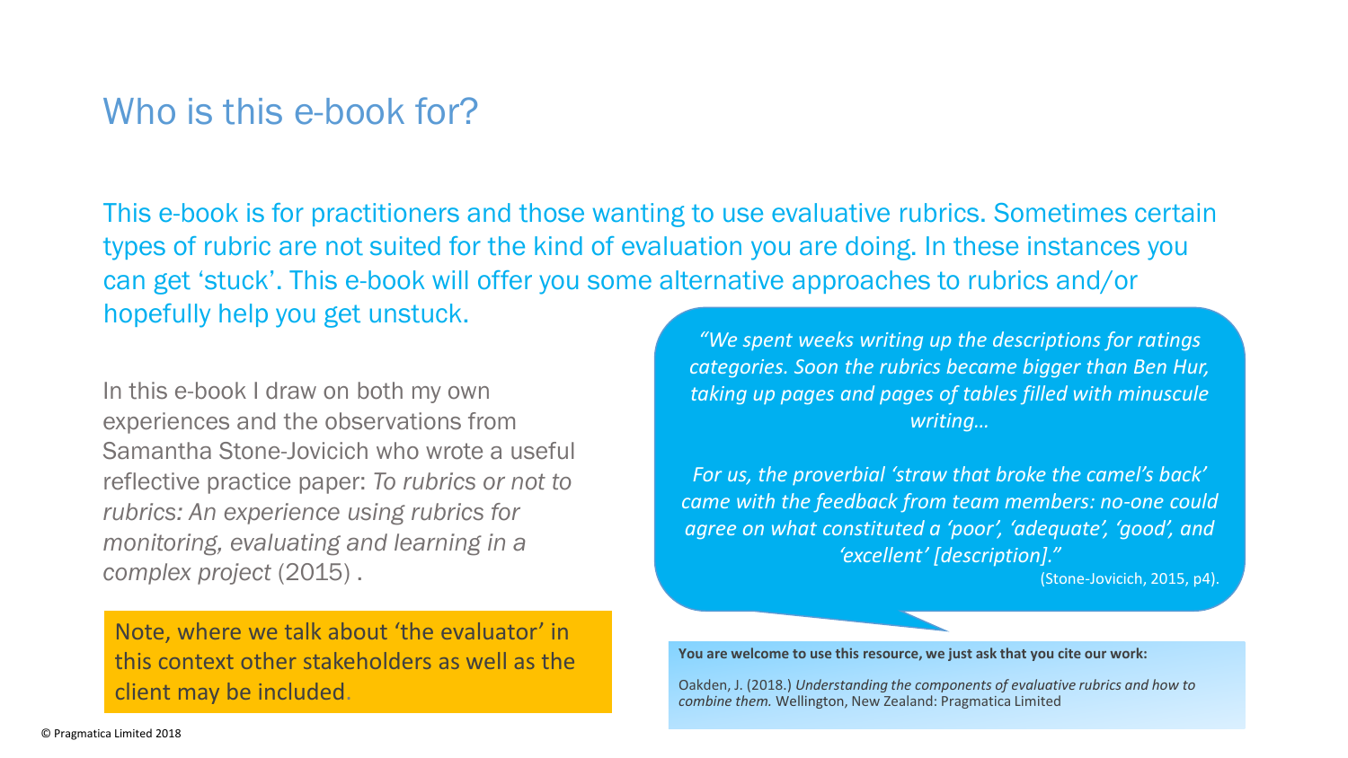# Who is this e-book for?

This e-book is for practitioners and those wanting to use evaluative rubrics. Sometimes certain types of rubric are not suited for the kind of evaluation you are doing. In these instances you can get 'stuck'. This e-book will offer you some alternative approaches to rubrics and/or hopefully help you get unstuck.

In this e-book I draw on both my own experiences and the observations from Samantha Stone-Jovicich who wrote a useful reflective practice paper: *To rubrics or not to rubrics: An experience using rubrics for monitoring, evaluating and learning in a complex project* (2015) .

> *"We spent weeks writing up the descriptions for ratings categories. Soon the rubrics became bigger than Ben Hur, taking up pages and pages of tables filled with minuscule writing…*
>
> *For us, the proverbial 'straw that broke the camel's back' came with the feedback from team members: no-one could agree on what constituted a 'poor', 'adequate', 'good', and 'excellent' [description]."*
>
> (Stone-Jovicich, 2015, p4).

Note, where we talk about 'the evaluator' in this context other stakeholders as well as the client may be included.

**You are welcome to use this resource, we just ask that you cite our work:**

Oakden, J. (2018.) *Understanding the components of evaluative rubrics and how to combine them.* Wellington, New Zealand: Pragmatica Limited

© Pragmatica Limited 2018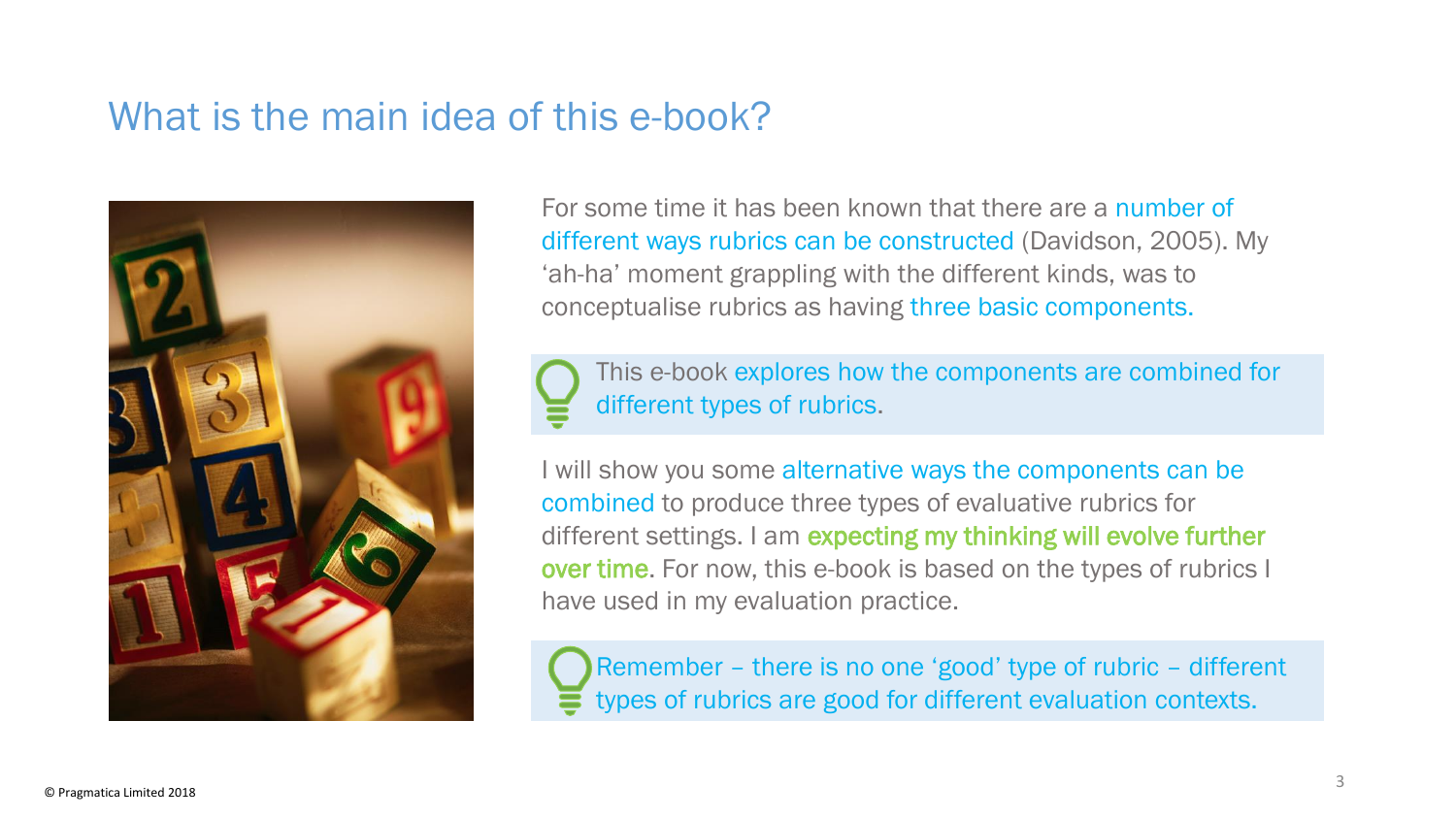## What is the main idea of this e-book?

For some time it has been known that there are a number of different ways rubrics can be constructed (Davidson, 2005). My 'ah-ha' moment grappling with the different kinds, was to conceptualise rubrics as having three basic components.

> This e-book explores how the components are combined for different types of rubrics.

I will show you some alternative ways the components can be combined to produce three types of evaluative rubrics for different settings. I am expecting my thinking will evolve further over time. For now, this e-book is based on the types of rubrics I have used in my evaluation practice.

> Remember – there is no one 'good' type of rubric – different types of rubrics are good for different evaluation contexts.

© Pragmatica Limited 2018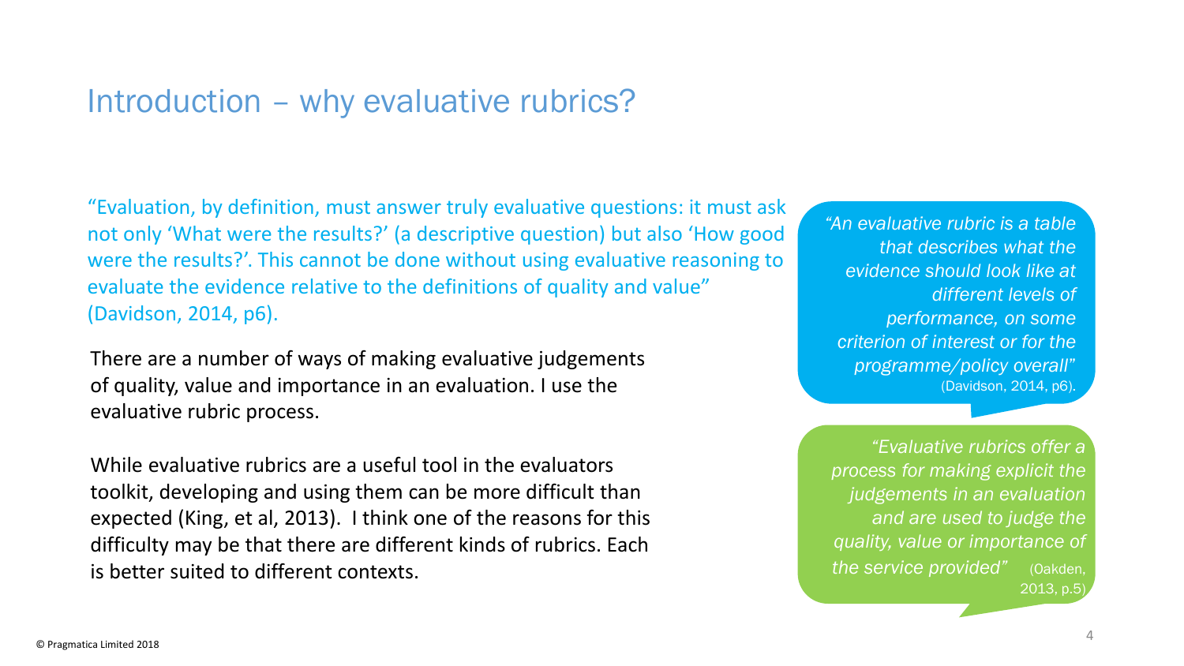## Introduction – why evaluative rubrics?

"Evaluation, by definition, must answer truly evaluative questions: it must ask not only 'What were the results?' (a descriptive question) but also 'How good were the results?'. This cannot be done without using evaluative reasoning to evaluate the evidence relative to the definitions of quality and value" (Davidson, 2014, p6).

There are a number of ways of making evaluative judgements of quality, value and importance in an evaluation. I use the evaluative rubric process.

While evaluative rubrics are a useful tool in the evaluators toolkit, developing and using them can be more difficult than expected (King, et al, 2013). I think one of the reasons for this difficulty may be that there are different kinds of rubrics. Each is better suited to different contexts.

*"An evaluative rubric is a table that describes what the evidence should look like at different levels of performance, on some criterion of interest or for the programme/policy overall"* (Davidson, 2014, p6).

*"Evaluative rubrics offer a process for making explicit the judgements in an evaluation and are used to judge the quality, value or importance of the service provided"* (Oakden, 2013, p.5)

© Pragmatica Limited 2018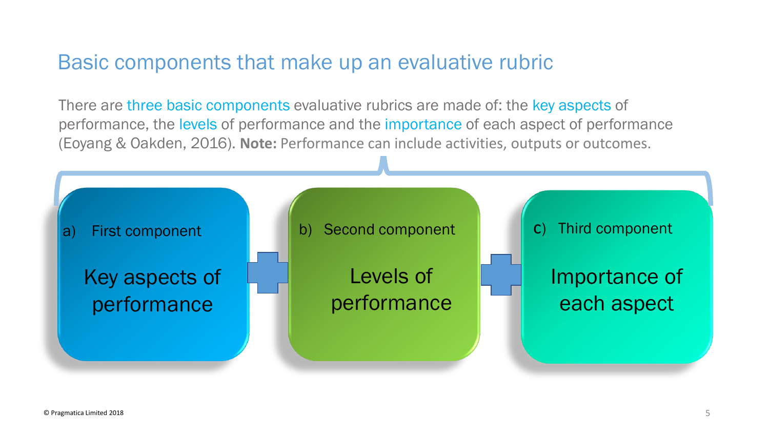## Basic components that make up an evaluative rubric

There are three basic components evaluative rubrics are made of: the key aspects of performance, the levels of performance and the importance of each aspect of performance (Eoyang & Oakden, 2016). **Note:** Performance can include activities, outputs or outcomes.

a) First component

Key aspects of performance

\+

b) Second component

Levels of performance

\+

c) Third component

Importance of each aspect

© Pragmatica Limited 2018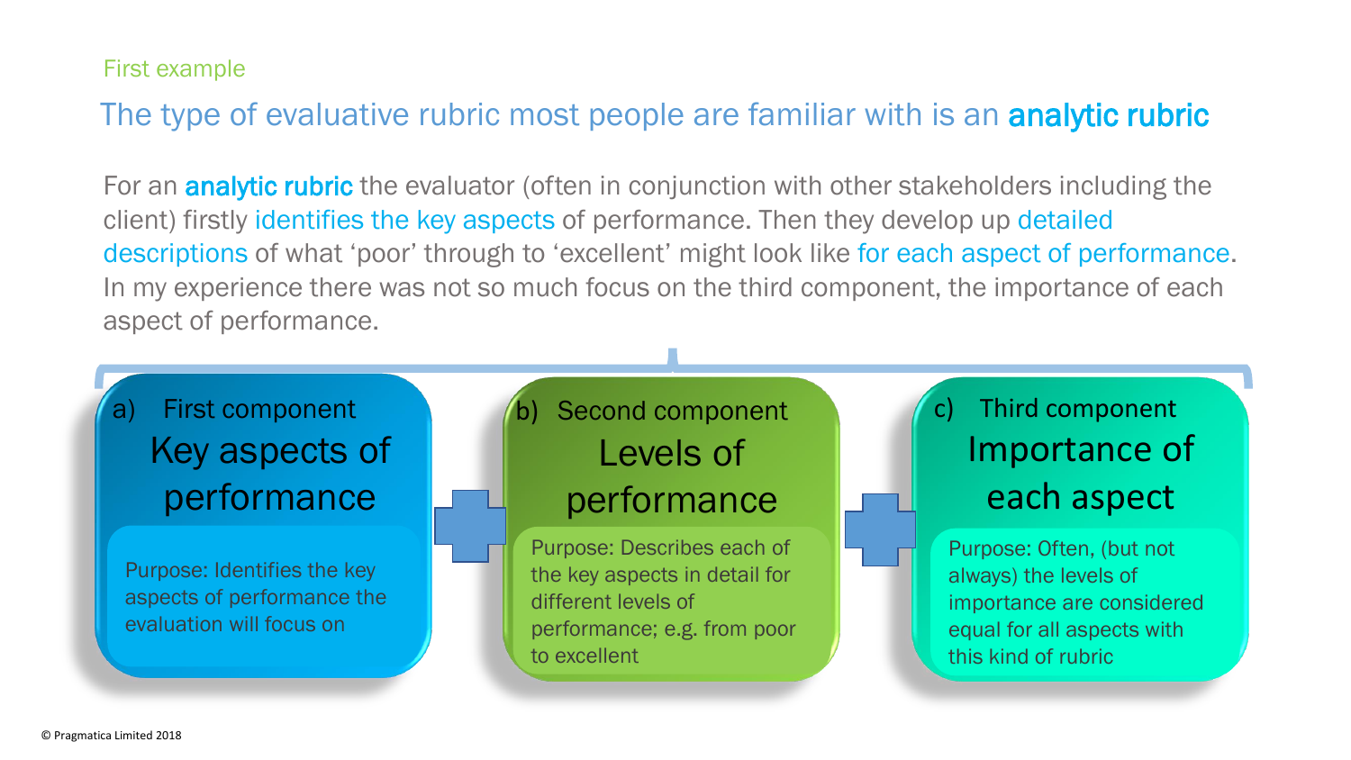First example

## The type of evaluative rubric most people are familiar with is an **analytic rubric**

For an **analytic rubric** the evaluator (often in conjunction with other stakeholders including the client) firstly identifies the key aspects of performance. Then they develop up detailed descriptions of what ‘poor’ through to ‘excellent’ might look like for each aspect of performance. In my experience there was not so much focus on the third component, the importance of each aspect of performance.

**a) First component**
### Key aspects of performance
Purpose: Identifies the key aspects of performance the evaluation will focus on

+

**b) Second component**
### Levels of performance
Purpose: Describes each of the key aspects in detail for different levels of performance; e.g. from poor to excellent

+

**c) Third component**
### Importance of each aspect
Purpose: Often, (but not always) the levels of importance are considered equal for all aspects with this kind of rubric

© Pragmatica Limited 2018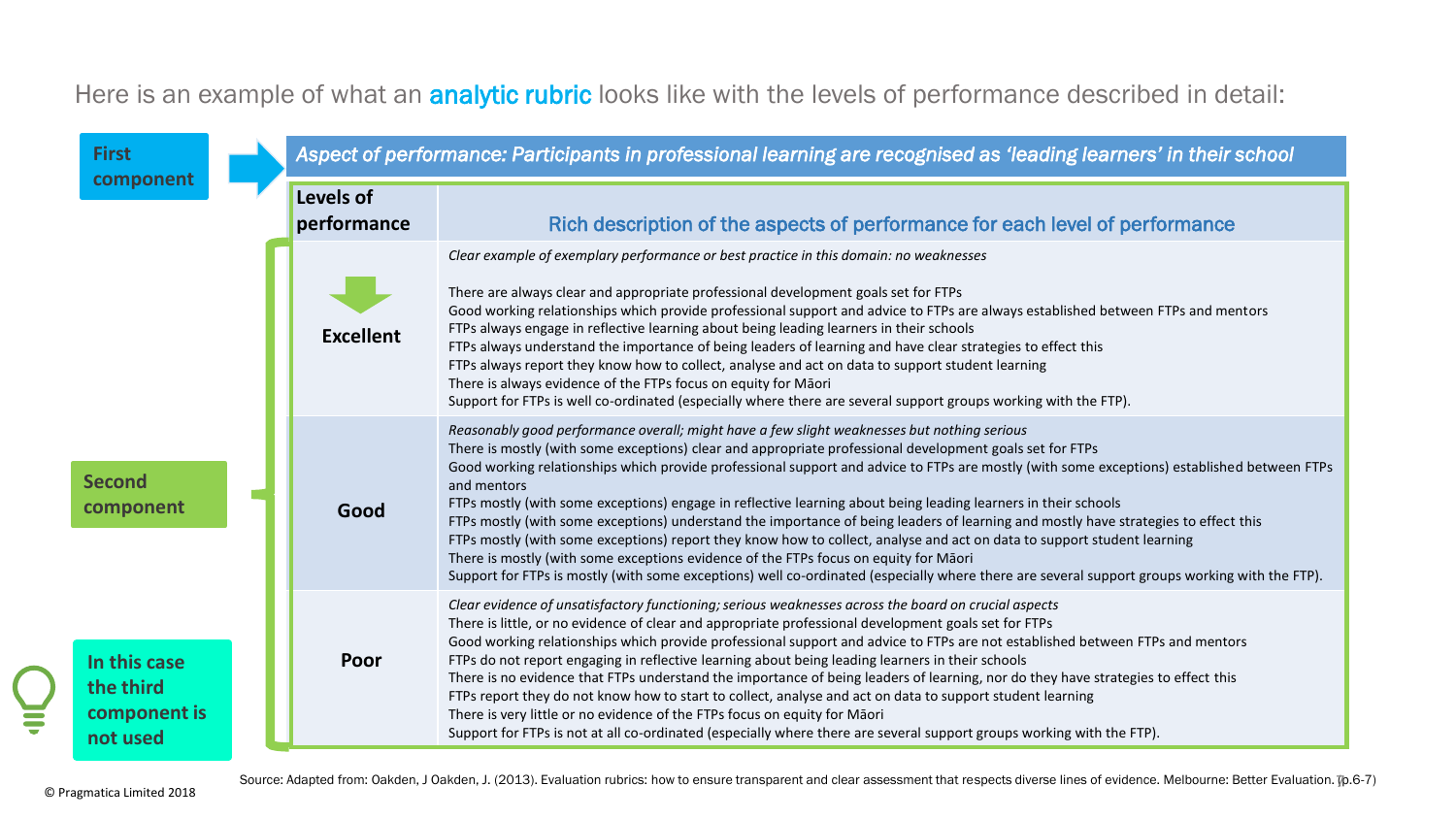Here is an example of what an **analytic rubric** looks like with the levels of performance described in detail:

**First component** → *Aspect of performance: Participants in professional learning are recognised as 'leading learners' in their school*

**Second component** (Levels of performance)

**In this case the third component is not used**

| Levels of performance | Rich description of the aspects of performance for each level of performance |
|---|---|
| **Excellent** | *Clear example of exemplary performance or best practice in this domain: no weaknesses*<br><br>There are always clear and appropriate professional development goals set for FTPs<br>Good working relationships which provide professional support and advice to FTPs are always established between FTPs and mentors<br>FTPs always engage in reflective learning about being leading learners in their schools<br>FTPs always understand the importance of being leaders of learning and have clear strategies to effect this<br>FTPs always report they know how to collect, analyse and act on data to support student learning<br>There is always evidence of the FTPs focus on equity for Māori<br>Support for FTPs is well co-ordinated (especially where there are several support groups working with the FTP). |
| **Good** | *Reasonably good performance overall; might have a few slight weaknesses but nothing serious*<br>There is mostly (with some exceptions) clear and appropriate professional development goals set for FTPs<br>Good working relationships which provide professional support and advice to FTPs are mostly (with some exceptions) established between FTPs and mentors<br>FTPs mostly (with some exceptions) engage in reflective learning about being leading learners in their schools<br>FTPs mostly (with some exceptions) understand the importance of being leaders of learning and mostly have strategies to effect this<br>FTPs mostly (with some exceptions) report they know how to collect, analyse and act on data to support student learning<br>There is mostly (with some exceptions evidence of the FTPs focus on equity for Māori<br>Support for FTPs is mostly (with some exceptions) well co-ordinated (especially where there are several support groups working with the FTP). |
| **Poor** | *Clear evidence of unsatisfactory functioning; serious weaknesses across the board on crucial aspects*<br>There is little, or no evidence of clear and appropriate professional development goals set for FTPs<br>Good working relationships which provide professional support and advice to FTPs are not established between FTPs and mentors<br>FTPs do not report engaging in reflective learning about being leading learners in their schools<br>There is no evidence that FTPs understand the importance of being leaders of learning, nor do they have strategies to effect this<br>FTPs report they do not know how to start to collect, analyse and act on data to support student learning<br>There is very little or no evidence of the FTPs focus on equity for Māori<br>Support for FTPs is not at all co-ordinated (especially where there are several support groups working with the FTP). |

Source: Adapted from: Oakden, J Oakden, J. (2013). Evaluation rubrics: how to ensure transparent and clear assessment that respects diverse lines of evidence. Melbourne: Better Evaluation. (p.6-7)

© Pragmatica Limited 2018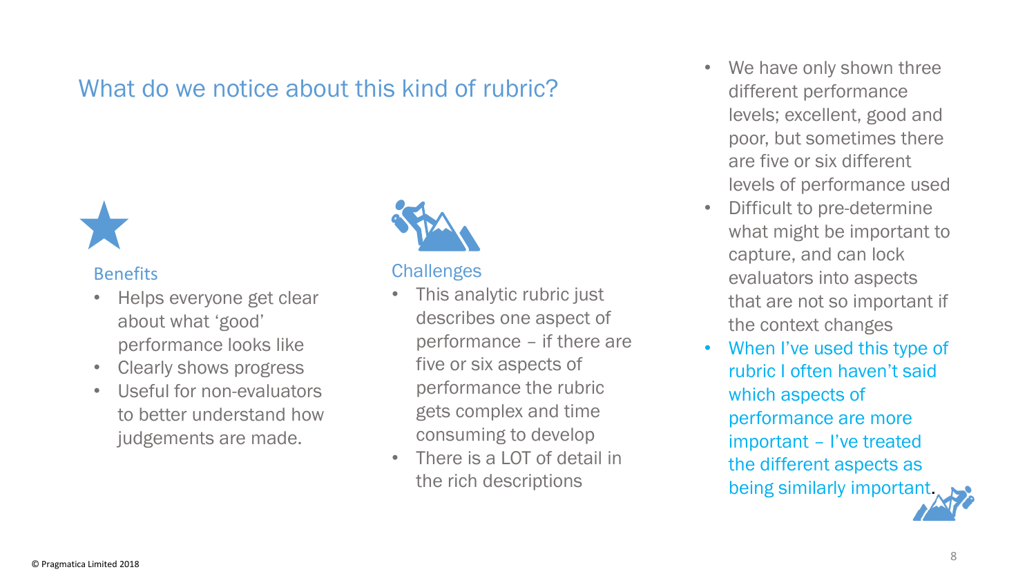## What do we notice about this kind of rubric?

### Benefits

- Helps everyone get clear about what 'good' performance looks like
- Clearly shows progress
- Useful for non-evaluators to better understand how judgements are made.

### Challenges

- This analytic rubric just describes one aspect of performance – if there are five or six aspects of performance the rubric gets complex and time consuming to develop
- There is a LOT of detail in the rich descriptions
- We have only shown three different performance levels; excellent, good and poor, but sometimes there are five or six different levels of performance used
- Difficult to pre-determine what might be important to capture, and can lock evaluators into aspects that are not so important if the context changes
- When I've used this type of rubric I often haven't said which aspects of performance are more important – I've treated the different aspects as being similarly important.

© Pragmatica Limited 2018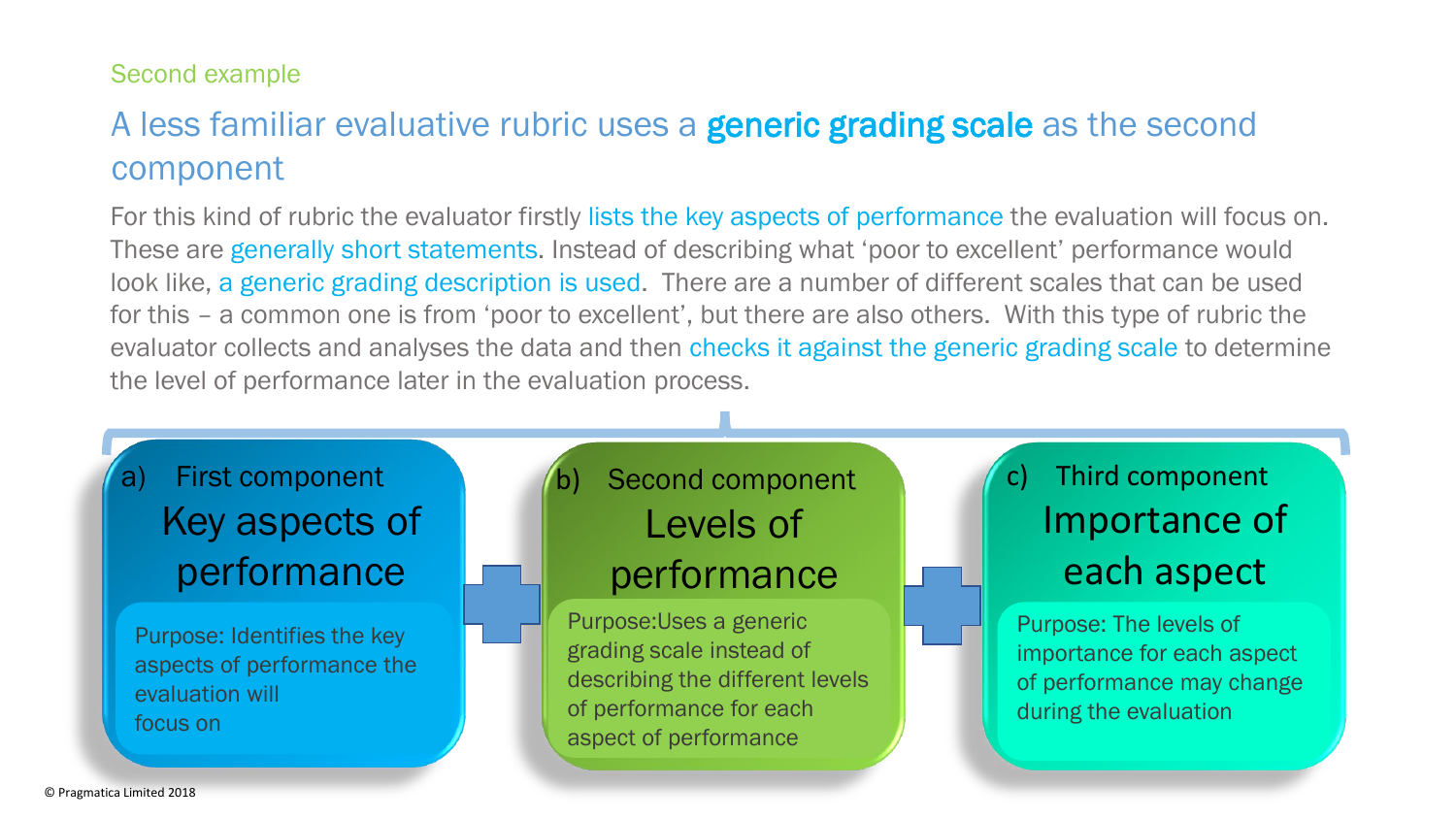Second example

# A less familiar evaluative rubric uses a **generic grading scale** as the second component

For this kind of rubric the evaluator firstly lists the key aspects of performance the evaluation will focus on. These are generally short statements. Instead of describing what 'poor to excellent' performance would look like, a generic grading description is used. There are a number of different scales that can be used for this – a common one is from 'poor to excellent', but there are also others. With this type of rubric the evaluator collects and analyses the data and then checks it against the generic grading scale to determine the level of performance later in the evaluation process.

**a) First component**
**Key aspects of performance**

Purpose: Identifies the key aspects of performance the evaluation will focus on

**+**

**b) Second component**
**Levels of performance**

Purpose: Uses a generic grading scale instead of describing the different levels of performance for each aspect of performance

**+**

**c) Third component**
**Importance of each aspect**

Purpose: The levels of importance for each aspect of performance may change during the evaluation

© Pragmatica Limited 2018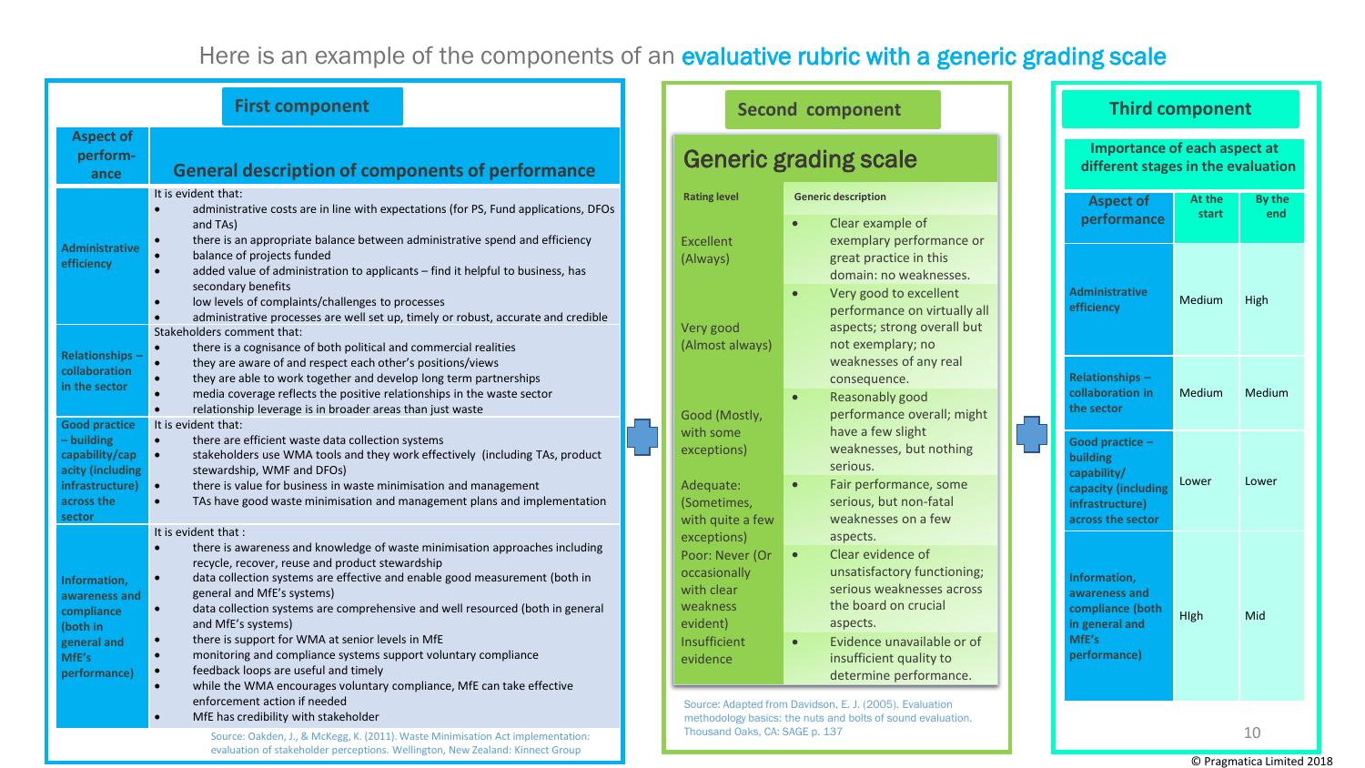# Here is an example of the components of an evaluative rubric with a generic grading scale

## First component

| Aspect of performance | General description of components of performance |
|---|---|
| Administrative efficiency | It is evident that:<br>• administrative costs are in line with expectations (for PS, Fund applications, DFOs and TAs)<br>• there is an appropriate balance between administrative spend and efficiency<br>• balance of projects funded<br>• added value of administration to applicants – find it helpful to business, has secondary benefits<br>• low levels of complaints/challenges to processes<br>• administrative processes are well set up, timely or robust, accurate and credible |
| Relationships – collaboration in the sector | Stakeholders comment that:<br>• there is a cognisance of both political and commercial realities<br>• they are aware of and respect each other's positions/views<br>• they are able to work together and develop long term partnerships<br>• media coverage reflects the positive relationships in the waste sector<br>• relationship leverage is in broader areas than just waste |
| Good practice – building capability/capacity (including infrastructure) across the sector | It is evident that:<br>• there are efficient waste data collection systems<br>• stakeholders use WMA tools and they work effectively (including TAs, product stewardship, WMF and DFOs)<br>• there is value for business in waste minimisation and management<br>• TAs have good waste minimisation and management plans and implementation |
| Information, awareness and compliance (both in general and MfE's performance) | It is evident that :<br>• there is awareness and knowledge of waste minimisation approaches including recycle, recover, reuse and product stewardship<br>• data collection systems are effective and enable good measurement (both in general and MfE's systems)<br>• data collection systems are comprehensive and well resourced (both in general and MfE's systems)<br>• there is support for WMA at senior levels in MfE<br>• monitoring and compliance systems support voluntary compliance<br>• feedback loops are useful and timely<br>• while the WMA encourages voluntary compliance, MfE can take effective enforcement action if needed<br>• MfE has credibility with stakeholder |

Source: Oakden, J., & McKegg, K. (2011). Waste Minimisation Act implementation: evaluation of stakeholder perceptions. Wellington, New Zealand: Kinnect Group

## Second component

### Generic grading scale

| Rating level | Generic description |
|---|---|
| Excellent (Always) | • Clear example of exemplary performance or great practice in this domain: no weaknesses. |
| Very good (Almost always) | • Very good to excellent performance on virtually all aspects; strong overall but not exemplary; no weaknesses of any real consequence. |
| Good (Mostly, with some exceptions) | • Reasonably good performance overall; might have a few slight weaknesses, but nothing serious. |
| Adequate: (Sometimes, with quite a few exceptions) | • Fair performance, some serious, but non-fatal weaknesses on a few aspects. |
| Poor: Never (Or occasionally with clear weakness evident) | • Clear evidence of unsatisfactory functioning; serious weaknesses across the board on crucial aspects. |
| Insufficient evidence | • Evidence unavailable or of insufficient quality to determine performance. |

Source: Adapted from Davidson, E. J. (2005). Evaluation methodology basics: the nuts and bolts of sound evaluation. Thousand Oaks, CA: SAGE p. 137

## Third component

### Importance of each aspect at different stages in the evaluation

| Aspect of performance | At the start | By the end |
|---|---|---|
| Administrative efficiency | Medium | High |
| Relationships – collaboration in the sector | Medium | Medium |
| Good practice – building capability/ capacity (including infrastructure) across the sector | Lower | Lower |
| Information, awareness and compliance (both in general and MfE's performance) | HIgh | Mid |

© Pragmatica Limited 2018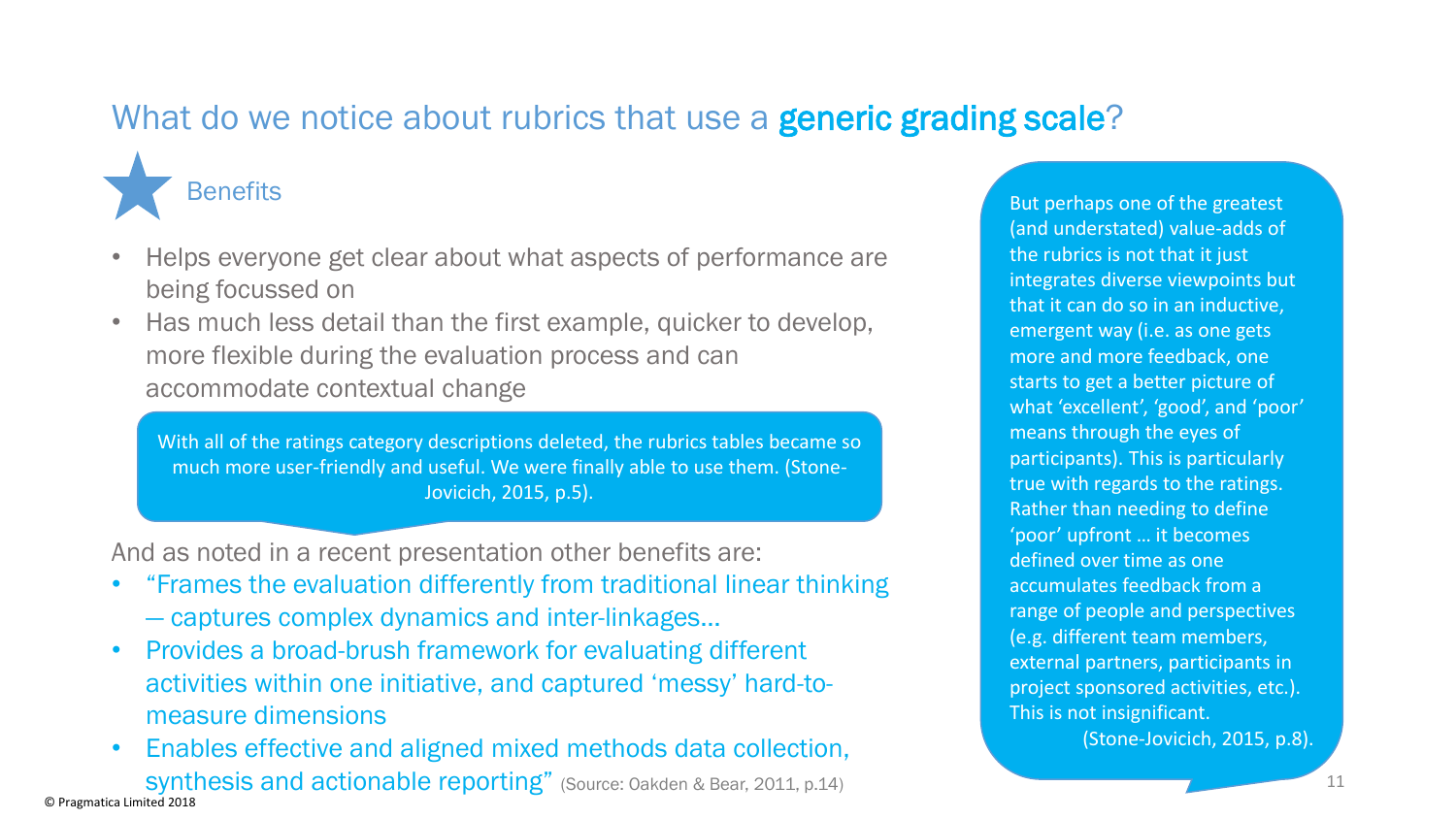# What do we notice about rubrics that use a **generic grading scale**?

## Benefits

- Helps everyone get clear about what aspects of performance are being focussed on
- Has much less detail than the first example, quicker to develop, more flexible during the evaluation process and can accommodate contextual change

> With all of the ratings category descriptions deleted, the rubrics tables became so much more user-friendly and useful. We were finally able to use them. (Stone-Jovicich, 2015, p.5).

And as noted in a recent presentation other benefits are:

- "Frames the evaluation differently from traditional linear thinking – captures complex dynamics and inter-linkages…
- Provides a broad-brush framework for evaluating different activities within one initiative, and captured 'messy' hard-to-measure dimensions
- Enables effective and aligned mixed methods data collection, synthesis and actionable reporting" (Source: Oakden & Bear, 2011, p.14)

> But perhaps one of the greatest (and understated) value-adds of the rubrics is not that it just integrates diverse viewpoints but that it can do so in an inductive, emergent way (i.e. as one gets more and more feedback, one starts to get a better picture of what 'excellent', 'good', and 'poor' means through the eyes of participants). This is particularly true with regards to the ratings. Rather than needing to define 'poor' upfront … it becomes defined over time as one accumulates feedback from a range of people and perspectives (e.g. different team members, external partners, participants in project sponsored activities, etc.). This is not insignificant.
> (Stone-Jovicich, 2015, p.8).

© Pragmatica Limited 2018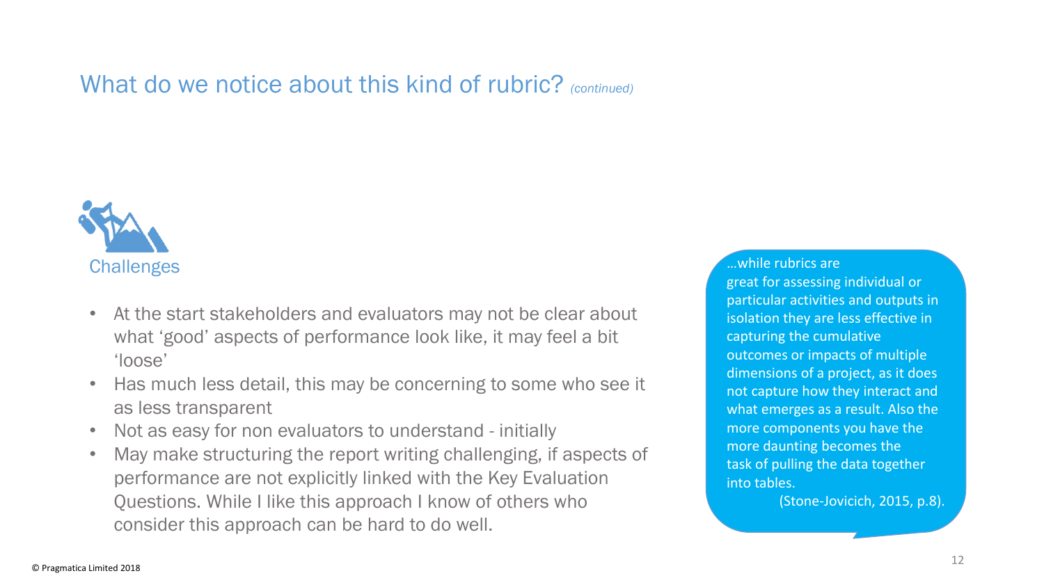## What do we notice about this kind of rubric? *(continued)*

### Challenges

- At the start stakeholders and evaluators may not be clear about what 'good' aspects of performance look like, it may feel a bit 'loose'
- Has much less detail, this may be concerning to some who see it as less transparent
- Not as easy for non evaluators to understand - initially
- May make structuring the report writing challenging, if aspects of performance are not explicitly linked with the Key Evaluation Questions. While I like this approach I know of others who consider this approach can be hard to do well.

> …while rubrics are great for assessing individual or particular activities and outputs in isolation they are less effective in capturing the cumulative outcomes or impacts of multiple dimensions of a project, as it does not capture how they interact and what emerges as a result. Also the more components you have the more daunting becomes the task of pulling the data together into tables.
>
> (Stone-Jovicich, 2015, p.8).

© Pragmatica Limited 2018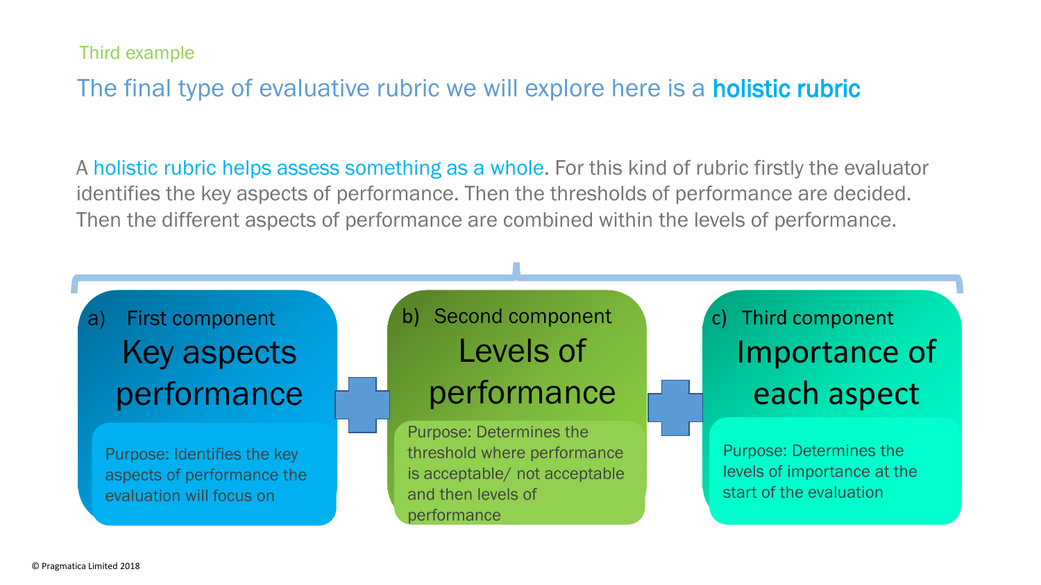Third example

## The final type of evaluative rubric we will explore here is a **holistic rubric**

A holistic rubric helps assess something as a whole. For this kind of rubric firstly the evaluator identifies the key aspects of performance. Then the thresholds of performance are decided. Then the different aspects of performance are combined within the levels of performance.

a) First component
### Key aspects performance

Purpose: Identifies the key aspects of performance the evaluation will focus on

+

b) Second component
### Levels of performance

Purpose: Determines the threshold where performance is acceptable/ not acceptable and then levels of performance

+

c) Third component
### Importance of each aspect

Purpose: Determines the levels of importance at the start of the evaluation

© Pragmatica Limited 2018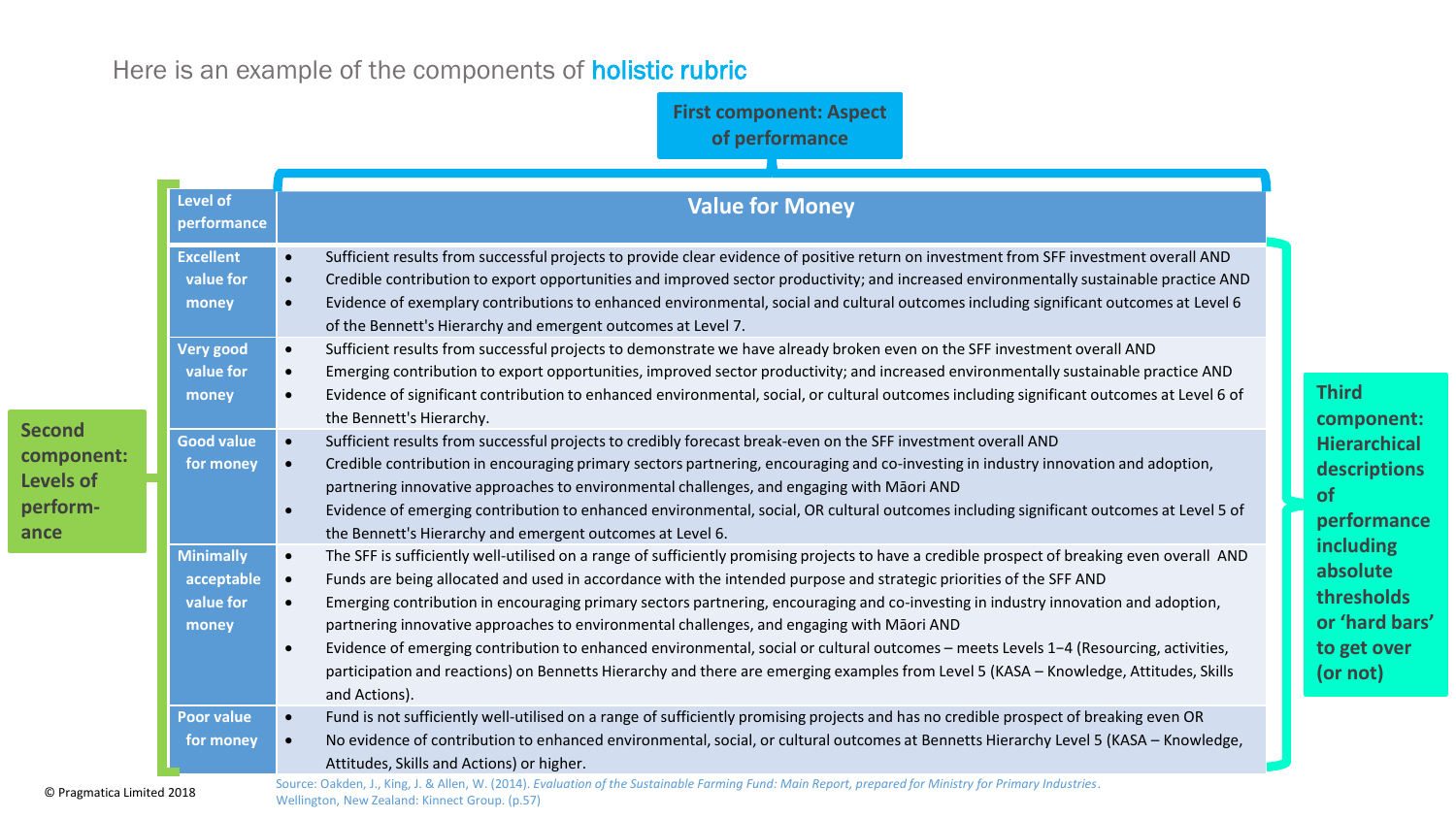Here is an example of the components of **holistic rubric**

**First component: Aspect of performance**

**Second component: Levels of performance**

**Third component: Hierarchical descriptions of performance including absolute thresholds or 'hard bars' to get over (or not)**

| Level of performance | Value for Money |
|---|---|
| Excellent value for money | • Sufficient results from successful projects to provide clear evidence of positive return on investment from SFF investment overall AND<br>• Credible contribution to export opportunities and improved sector productivity; and increased environmentally sustainable practice AND<br>• Evidence of exemplary contributions to enhanced environmental, social and cultural outcomes including significant outcomes at Level 6 of the Bennett's Hierarchy and emergent outcomes at Level 7. |
| Very good value for money | • Sufficient results from successful projects to demonstrate we have already broken even on the SFF investment overall AND<br>• Emerging contribution to export opportunities, improved sector productivity; and increased environmentally sustainable practice AND<br>• Evidence of significant contribution to enhanced environmental, social, or cultural outcomes including significant outcomes at Level 6 of the Bennett's Hierarchy. |
| Good value for money | • Sufficient results from successful projects to credibly forecast break-even on the SFF investment overall AND<br>• Credible contribution in encouraging primary sectors partnering, encouraging and co-investing in industry innovation and adoption, partnering innovative approaches to environmental challenges, and engaging with Māori AND<br>• Evidence of emerging contribution to enhanced environmental, social, OR cultural outcomes including significant outcomes at Level 5 of the Bennett's Hierarchy and emergent outcomes at Level 6. |
| Minimally acceptable value for money | • The SFF is sufficiently well-utilised on a range of sufficiently promising projects to have a credible prospect of breaking even overall AND<br>• Funds are being allocated and used in accordance with the intended purpose and strategic priorities of the SFF AND<br>• Emerging contribution in encouraging primary sectors partnering, encouraging and co-investing in industry innovation and adoption, partnering innovative approaches to environmental challenges, and engaging with Māori AND<br>• Evidence of emerging contribution to enhanced environmental, social or cultural outcomes – meets Levels 1–4 (Resourcing, activities, participation and reactions) on Bennetts Hierarchy and there are emerging examples from Level 5 (KASA – Knowledge, Attitudes, Skills and Actions). |
| Poor value for money | • Fund is not sufficiently well-utilised on a range of sufficiently promising projects and has no credible prospect of breaking even OR<br>• No evidence of contribution to enhanced environmental, social, or cultural outcomes at Bennetts Hierarchy Level 5 (KASA – Knowledge, Attitudes, Skills and Actions) or higher. |

Source: Oakden, J., King, J. & Allen, W. (2014). *Evaluation of the Sustainable Farming Fund: Main Report, prepared for Ministry for Primary Industries*. Wellington, New Zealand: Kinnect Group. (p.57)

© Pragmatica Limited 2018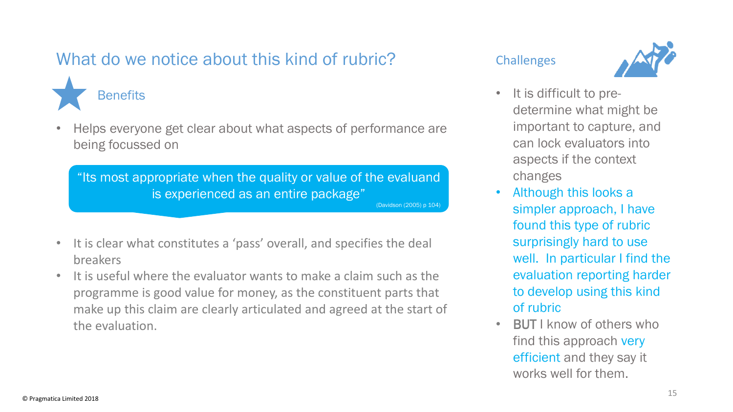# What do we notice about this kind of rubric?

## Benefits

- Helps everyone get clear about what aspects of performance are being focussed on

> "Its most appropriate when the quality or value of the evaluand is experienced as an entire package"
> (Davidson (2005) p 104)

- It is clear what constitutes a 'pass' overall, and specifies the deal breakers
- It is useful where the evaluator wants to make a claim such as the programme is good value for money, as the constituent parts that make up this claim are clearly articulated and agreed at the start of the evaluation.

## Challenges

- It is difficult to pre-determine what might be important to capture, and can lock evaluators into aspects if the context changes
- Although this looks a simpler approach, I have found this type of rubric surprisingly hard to use well. In particular I find the evaluation reporting harder to develop using this kind of rubric
- BUT I know of others who find this approach very efficient and they say it works well for them.

© Pragmatica Limited 2018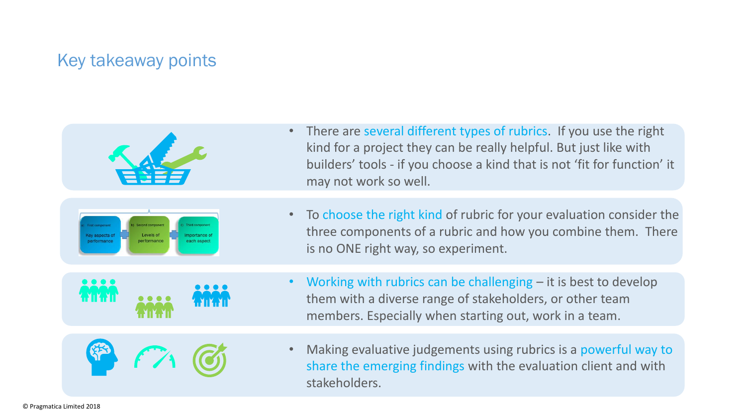## Key takeaway points

- There are several different types of rubrics. If you use the right kind for a project they can be really helpful. But just like with builders' tools - if you choose a kind that is not 'fit for function' it may not work so well.
- To choose the right kind of rubric for your evaluation consider the three components of a rubric and how you combine them. There is no ONE right way, so experiment.
- Working with rubrics can be challenging – it is best to develop them with a diverse range of stakeholders, or other team members. Especially when starting out, work in a team.
- Making evaluative judgements using rubrics is a powerful way to share the emerging findings with the evaluation client and with stakeholders.

© Pragmatica Limited 2018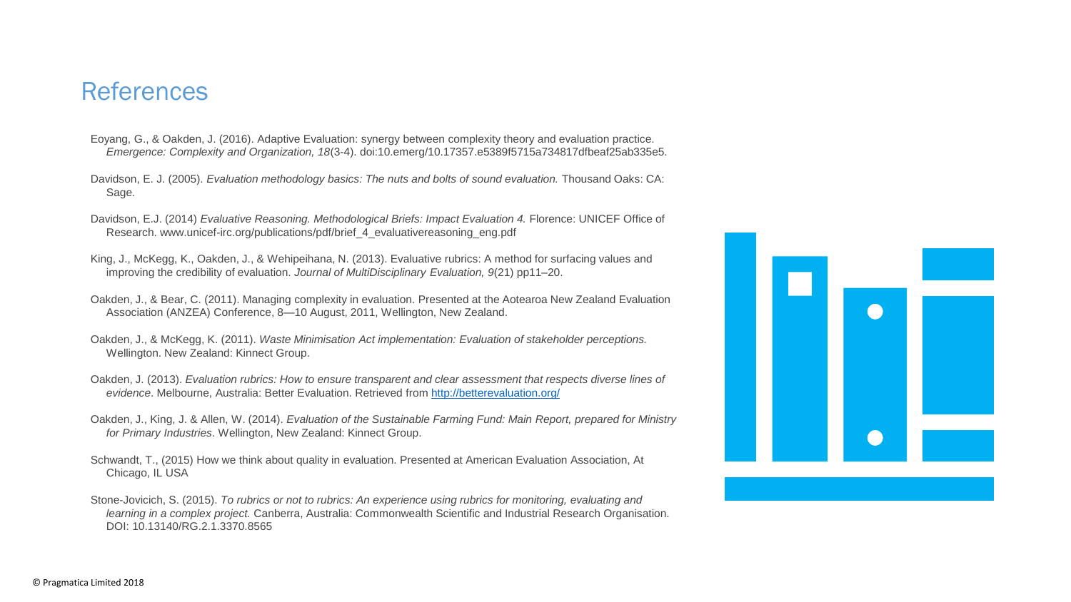# References

Eoyang, G., & Oakden, J. (2016). Adaptive Evaluation: synergy between complexity theory and evaluation practice. *Emergence: Complexity and Organization, 18*(3-4). doi:10.emerg/10.17357.e5389f5715a734817dfbeaf25ab335e5.

Davidson, E. J. (2005). *Evaluation methodology basics: The nuts and bolts of sound evaluation.* Thousand Oaks: CA: Sage.

Davidson, E.J. (2014) *Evaluative Reasoning. Methodological Briefs: Impact Evaluation 4.* Florence: UNICEF Office of Research. www.unicef-irc.org/publications/pdf/brief_4_evaluativereasoning_eng.pdf

King, J., McKegg, K., Oakden, J., & Wehipeihana, N. (2013). Evaluative rubrics: A method for surfacing values and improving the credibility of evaluation. *Journal of MultiDisciplinary Evaluation, 9*(21) pp11–20.

Oakden, J., & Bear, C. (2011). Managing complexity in evaluation. Presented at the Aotearoa New Zealand Evaluation Association (ANZEA) Conference, 8—10 August, 2011, Wellington, New Zealand.

Oakden, J., & McKegg, K. (2011). *Waste Minimisation Act implementation: Evaluation of stakeholder perceptions.* Wellington. New Zealand: Kinnect Group.

Oakden, J. (2013). *Evaluation rubrics: How to ensure transparent and clear assessment that respects diverse lines of evidence*. Melbourne, Australia: Better Evaluation. Retrieved from http://betterevaluation.org/

Oakden, J., King, J. & Allen, W. (2014). *Evaluation of the Sustainable Farming Fund: Main Report, prepared for Ministry for Primary Industries*. Wellington, New Zealand: Kinnect Group.

Schwandt, T., (2015) How we think about quality in evaluation. Presented at American Evaluation Association, At Chicago, IL USA

Stone-Jovicich, S. (2015). *To rubrics or not to rubrics: An experience using rubrics for monitoring, evaluating and learning in a complex project.* Canberra, Australia: Commonwealth Scientific and Industrial Research Organisation. DOI: 10.13140/RG.2.1.3370.8565

© Pragmatica Limited 2018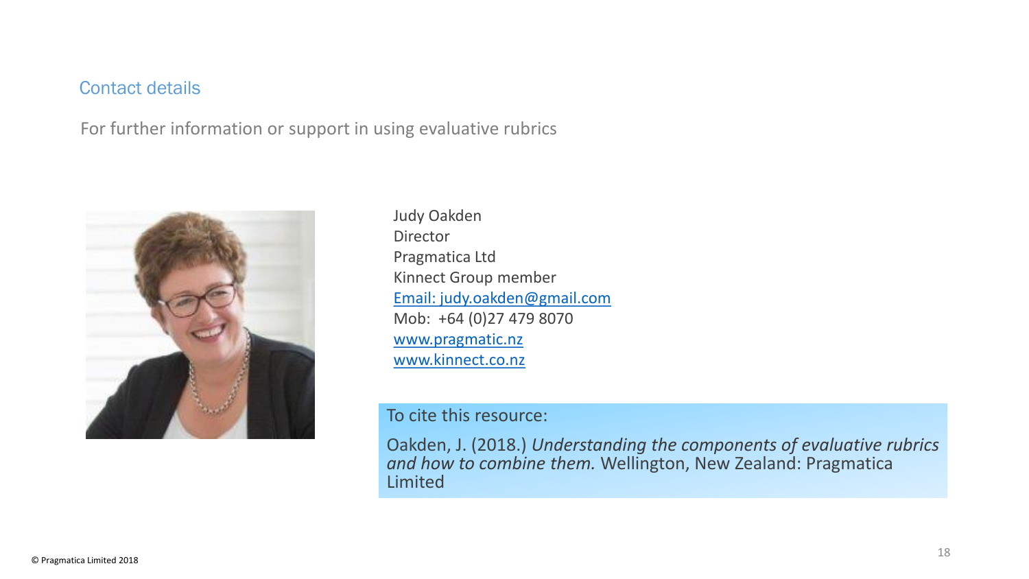## Contact details

For further information or support in using evaluative rubrics

Judy Oakden  
Director  
Pragmatica Ltd  
Kinnect Group member  
Email: judy.oakden@gmail.com  
Mob: +64 (0)27 479 8070  
www.pragmatic.nz  
www.kinnect.co.nz

To cite this resource:

Oakden, J. (2018.) *Understanding the components of evaluative rubrics and how to combine them.* Wellington, New Zealand: Pragmatica Limited

© Pragmatica Limited 2018